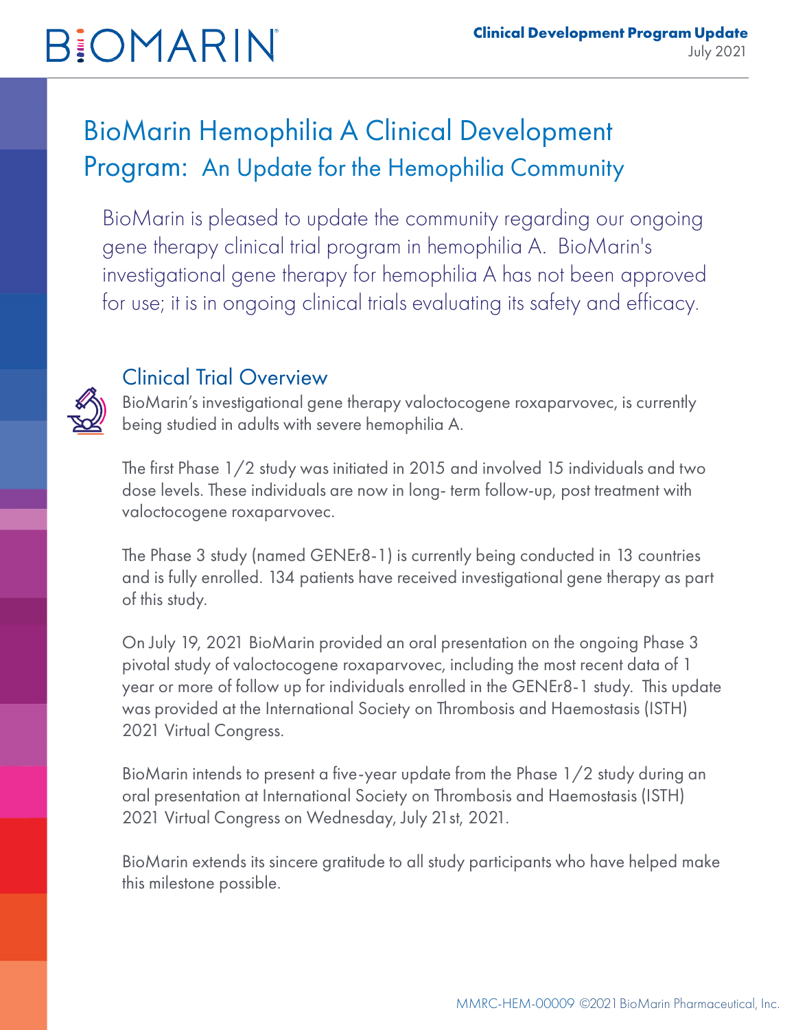BIOMARIN

**Clinical Development Program Update**
July 2021

# BioMarin Hemophilia A Clinical Development Program: An Update for the Hemophilia Community

BioMarin is pleased to update the community regarding our ongoing gene therapy clinical trial program in hemophilia A. BioMarin's investigational gene therapy for hemophilia A has not been approved for use; it is in ongoing clinical trials evaluating its safety and efficacy.

## Clinical Trial Overview

BioMarin's investigational gene therapy valoctocogene roxaparvovec, is currently being studied in adults with severe hemophilia A.

The first Phase 1/2 study was initiated in 2015 and involved 15 individuals and two dose levels. These individuals are now in long- term follow-up, post treatment with valoctocogene roxaparvovec.

The Phase 3 study (named GENEr8-1) is currently being conducted in 13 countries and is fully enrolled. 134 patients have received investigational gene therapy as part of this study.

On July 19, 2021 BioMarin provided an oral presentation on the ongoing Phase 3 pivotal study of valoctocogene roxaparvovec, including the most recent data of 1 year or more of follow up for individuals enrolled in the GENEr8-1 study. This update was provided at the International Society on Thrombosis and Haemostasis (ISTH) 2021 Virtual Congress.

BioMarin intends to present a five-year update from the Phase 1/2 study during an oral presentation at International Society on Thrombosis and Haemostasis (ISTH) 2021 Virtual Congress on Wednesday, July 21st, 2021.

BioMarin extends its sincere gratitude to all study participants who have helped make this milestone possible.

MMRC-HEM-00009 ©2021 BioMarin Pharmaceutical, Inc.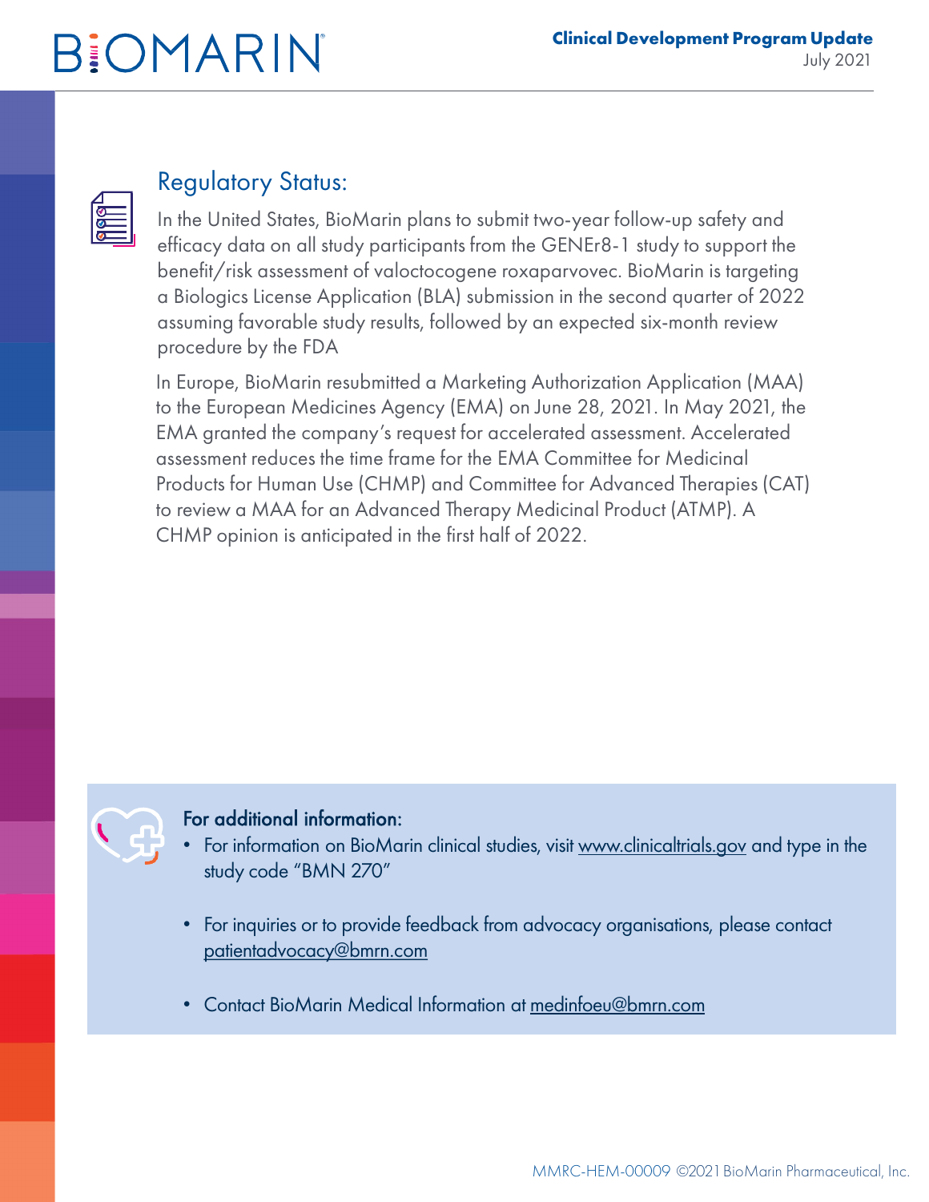## Regulatory Status:

In the United States, BioMarin plans to submit two-year follow-up safety and efficacy data on all study participants from the GENEr8-1 study to support the benefit/risk assessment of valoctocogene roxaparvovec. BioMarin is targeting a Biologics License Application (BLA) submission in the second quarter of 2022 assuming favorable study results, followed by an expected six-month review procedure by the FDA

In Europe, BioMarin resubmitted a Marketing Authorization Application (MAA) to the European Medicines Agency (EMA) on June 28, 2021. In May 2021, the EMA granted the company's request for accelerated assessment. Accelerated assessment reduces the time frame for the EMA Committee for Medicinal Products for Human Use (CHMP) and Committee for Advanced Therapies (CAT) to review a MAA for an Advanced Therapy Medicinal Product (ATMP). A CHMP opinion is anticipated in the first half of 2022.

### For additional information:

- For information on BioMarin clinical studies, visit www.clinicaltrials.gov and type in the study code "BMN 270"
- For inquiries or to provide feedback from advocacy organisations, please contact patientadvocacy@bmrn.com
- Contact BioMarin Medical Information at medinfoeu@bmrn.com

MMRC-HEM-00009 ©2021 BioMarin Pharmaceutical, Inc.